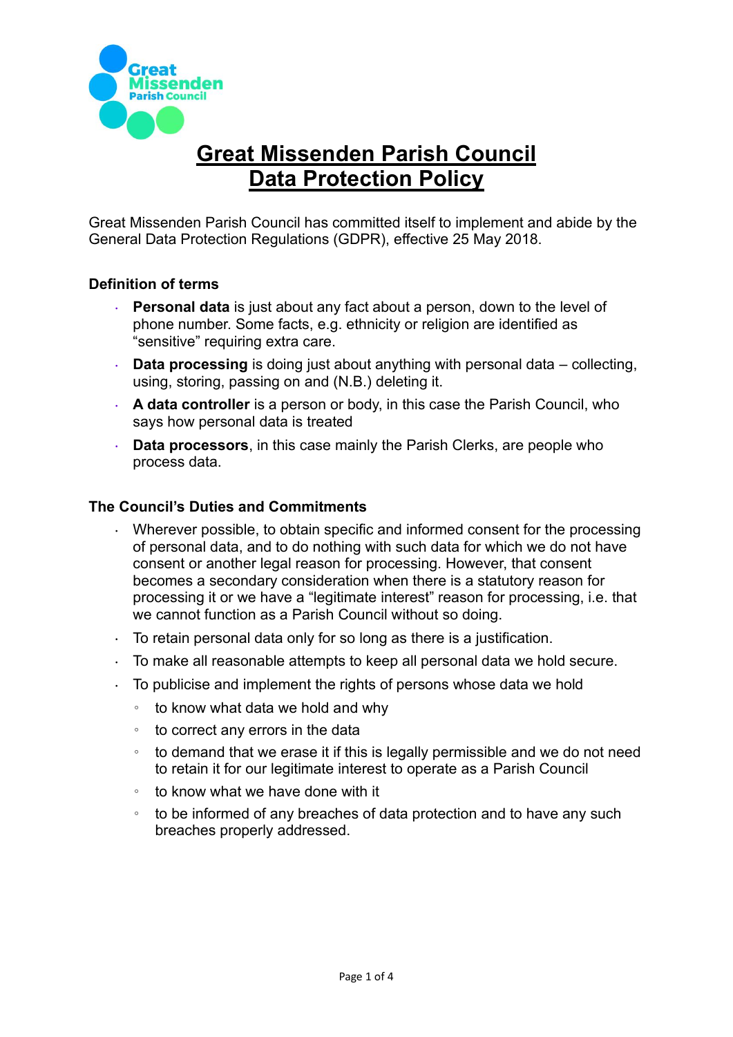# Great Missenden Parish Council
# Data Protection Policy

Great Missenden Parish Council has committed itself to implement and abide by the General Data Protection Regulations (GDPR), effective 25 May 2018.

### Definition of terms

- **Personal data** is just about any fact about a person, down to the level of phone number. Some facts, e.g. ethnicity or religion are identified as "sensitive" requiring extra care.
- **Data processing** is doing just about anything with personal data – collecting, using, storing, passing on and (N.B.) deleting it.
- **A data controller** is a person or body, in this case the Parish Council, who says how personal data is treated
- **Data processors**, in this case mainly the Parish Clerks, are people who process data.

### The Council's Duties and Commitments

- Wherever possible, to obtain specific and informed consent for the processing of personal data, and to do nothing with such data for which we do not have consent or another legal reason for processing. However, that consent becomes a secondary consideration when there is a statutory reason for processing it or we have a "legitimate interest" reason for processing, i.e. that we cannot function as a Parish Council without so doing.
- To retain personal data only for so long as there is a justification.
- To make all reasonable attempts to keep all personal data we hold secure.
- To publicise and implement the rights of persons whose data we hold
  - to know what data we hold and why
  - to correct any errors in the data
  - to demand that we erase it if this is legally permissible and we do not need to retain it for our legitimate interest to operate as a Parish Council
  - to know what we have done with it
  - to be informed of any breaches of data protection and to have any such breaches properly addressed.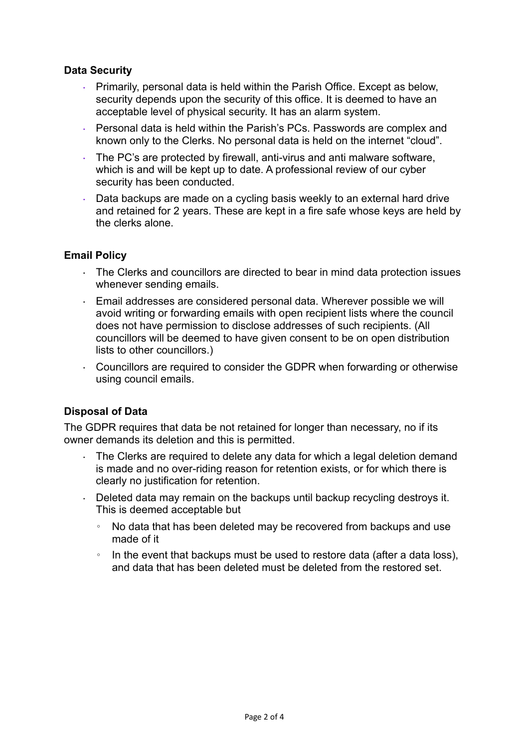### Data Security

- Primarily, personal data is held within the Parish Office. Except as below, security depends upon the security of this office. It is deemed to have an acceptable level of physical security. It has an alarm system.
- Personal data is held within the Parish's PCs. Passwords are complex and known only to the Clerks. No personal data is held on the internet "cloud".
- The PC's are protected by firewall, anti-virus and anti malware software, which is and will be kept up to date. A professional review of our cyber security has been conducted.
- Data backups are made on a cycling basis weekly to an external hard drive and retained for 2 years. These are kept in a fire safe whose keys are held by the clerks alone.

### Email Policy

- The Clerks and councillors are directed to bear in mind data protection issues whenever sending emails.
- Email addresses are considered personal data. Wherever possible we will avoid writing or forwarding emails with open recipient lists where the council does not have permission to disclose addresses of such recipients. (All councillors will be deemed to have given consent to be on open distribution lists to other councillors.)
- Councillors are required to consider the GDPR when forwarding or otherwise using council emails.

### Disposal of Data

The GDPR requires that data be not retained for longer than necessary, no if its owner demands its deletion and this is permitted.

- The Clerks are required to delete any data for which a legal deletion demand is made and no over-riding reason for retention exists, or for which there is clearly no justification for retention.
- Deleted data may remain on the backups until backup recycling destroys it. This is deemed acceptable but
  - No data that has been deleted may be recovered from backups and use made of it
  - In the event that backups must be used to restore data (after a data loss), and data that has been deleted must be deleted from the restored set.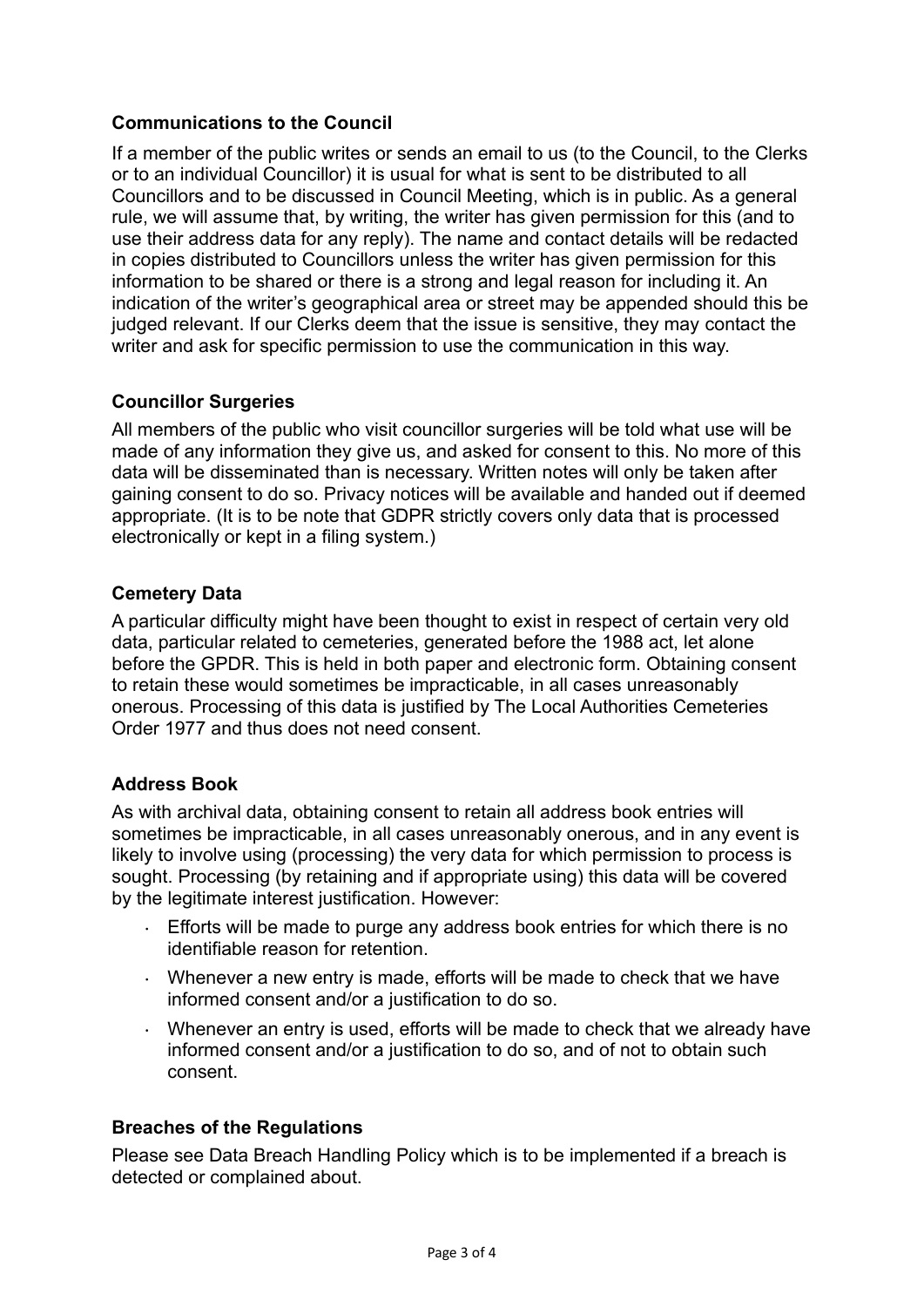**Communications to the Council**

If a member of the public writes or sends an email to us (to the Council, to the Clerks or to an individual Councillor) it is usual for what is sent to be distributed to all Councillors and to be discussed in Council Meeting, which is in public. As a general rule, we will assume that, by writing, the writer has given permission for this (and to use their address data for any reply). The name and contact details will be redacted in copies distributed to Councillors unless the writer has given permission for this information to be shared or there is a strong and legal reason for including it. An indication of the writer's geographical area or street may be appended should this be judged relevant. If our Clerks deem that the issue is sensitive, they may contact the writer and ask for specific permission to use the communication in this way.

**Councillor Surgeries**

All members of the public who visit councillor surgeries will be told what use will be made of any information they give us, and asked for consent to this. No more of this data will be disseminated than is necessary. Written notes will only be taken after gaining consent to do so. Privacy notices will be available and handed out if deemed appropriate. (It is to be note that GDPR strictly covers only data that is processed electronically or kept in a filing system.)

**Cemetery Data**

A particular difficulty might have been thought to exist in respect of certain very old data, particular related to cemeteries, generated before the 1988 act, let alone before the GPDR. This is held in both paper and electronic form. Obtaining consent to retain these would sometimes be impracticable, in all cases unreasonably onerous. Processing of this data is justified by The Local Authorities Cemeteries Order 1977 and thus does not need consent.

**Address Book**

As with archival data, obtaining consent to retain all address book entries will sometimes be impracticable, in all cases unreasonably onerous, and in any event is likely to involve using (processing) the very data for which permission to process is sought. Processing (by retaining and if appropriate using) this data will be covered by the legitimate interest justification. However:

- Efforts will be made to purge any address book entries for which there is no identifiable reason for retention.
- Whenever a new entry is made, efforts will be made to check that we have informed consent and/or a justification to do so.
- Whenever an entry is used, efforts will be made to check that we already have informed consent and/or a justification to do so, and of not to obtain such consent.

**Breaches of the Regulations**

Please see Data Breach Handling Policy which is to be implemented if a breach is detected or complained about.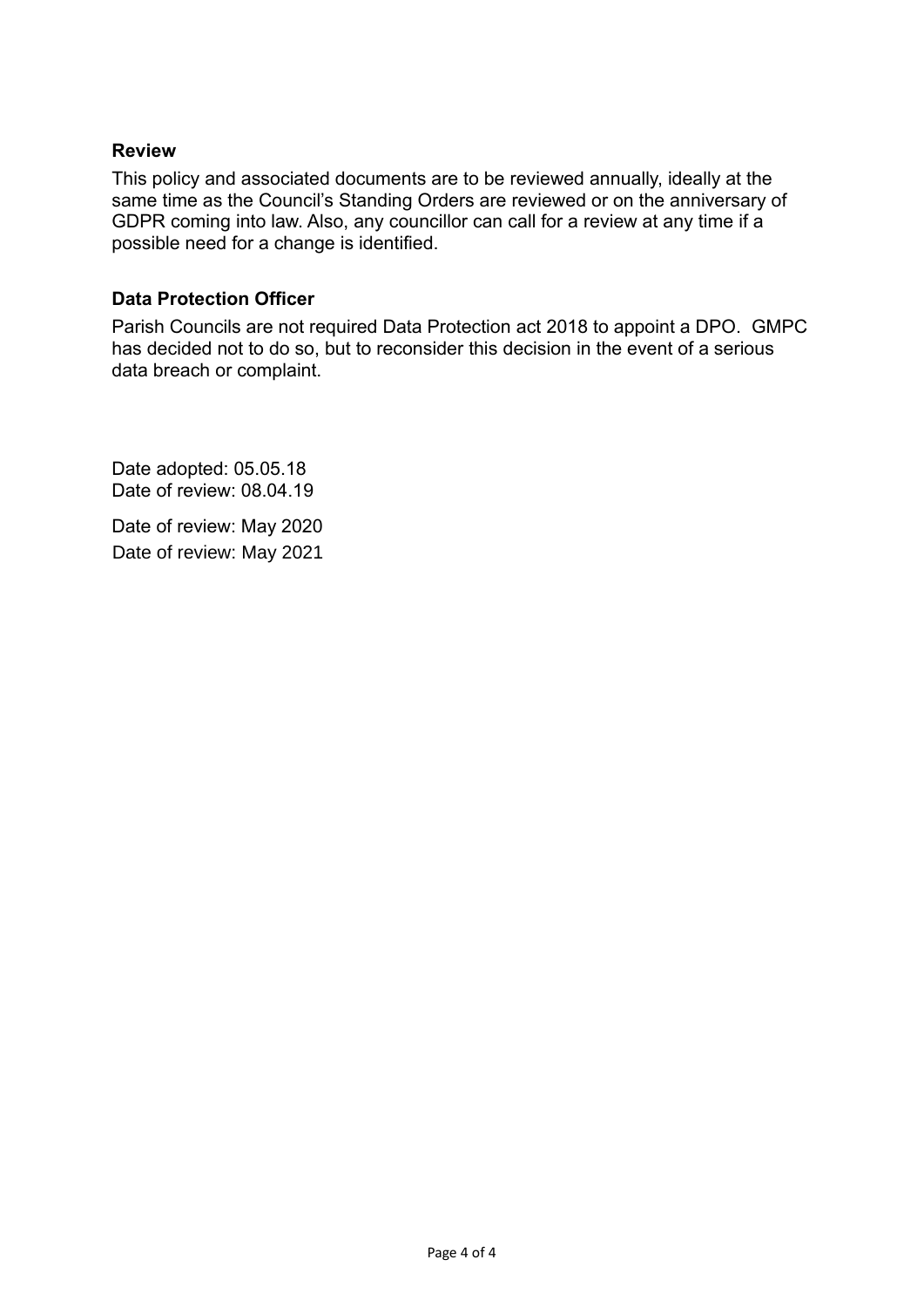## Review

This policy and associated documents are to be reviewed annually, ideally at the same time as the Council's Standing Orders are reviewed or on the anniversary of GDPR coming into law. Also, any councillor can call for a review at any time if a possible need for a change is identified.

## Data Protection Officer

Parish Councils are not required Data Protection act 2018 to appoint a DPO. GMPC has decided not to do so, but to reconsider this decision in the event of a serious data breach or complaint.

Date adopted: 05.05.18
Date of review: 08.04.19

Date of review: May 2020
Date of review: May 2021